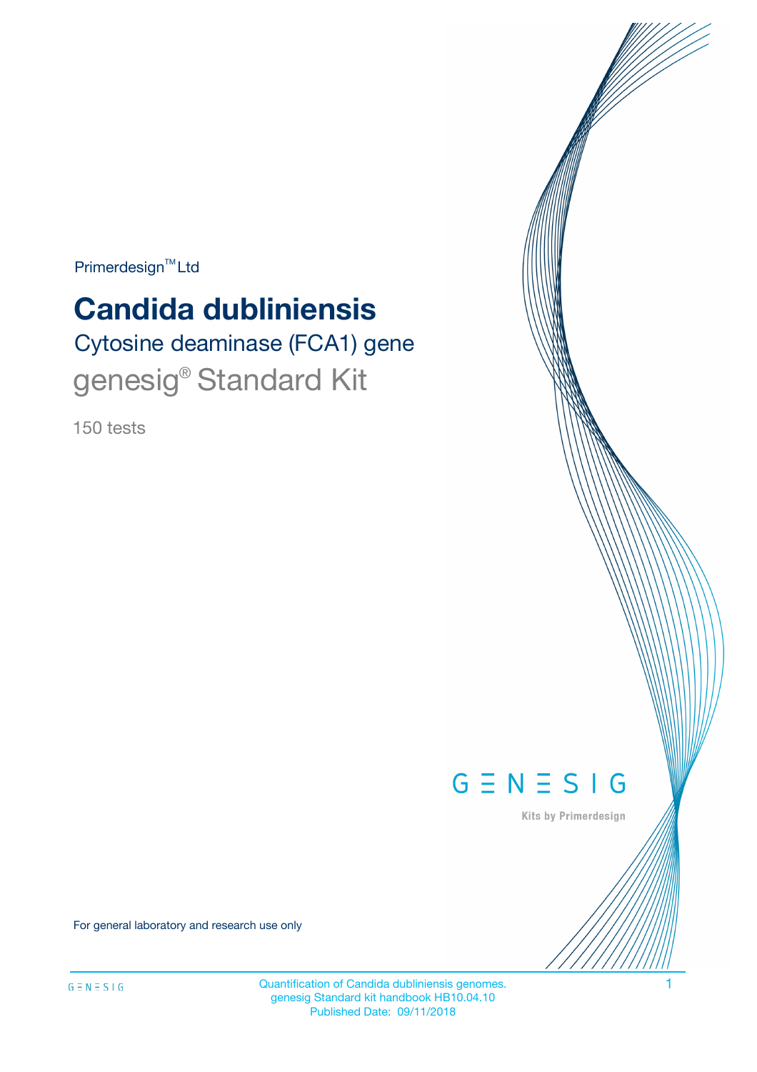Primerdesign™ Ltd

# Candida dubliniensis

## Cytosine deaminase (FCA1) gene

## genesig® Standard Kit

150 tests

GENESIG

Kits by Primerdesign

For general laboratory and research use only

Quantification of Candida dubliniensis genomes.
genesig Standard kit handbook HB10.04.10
Published Date: 09/11/2018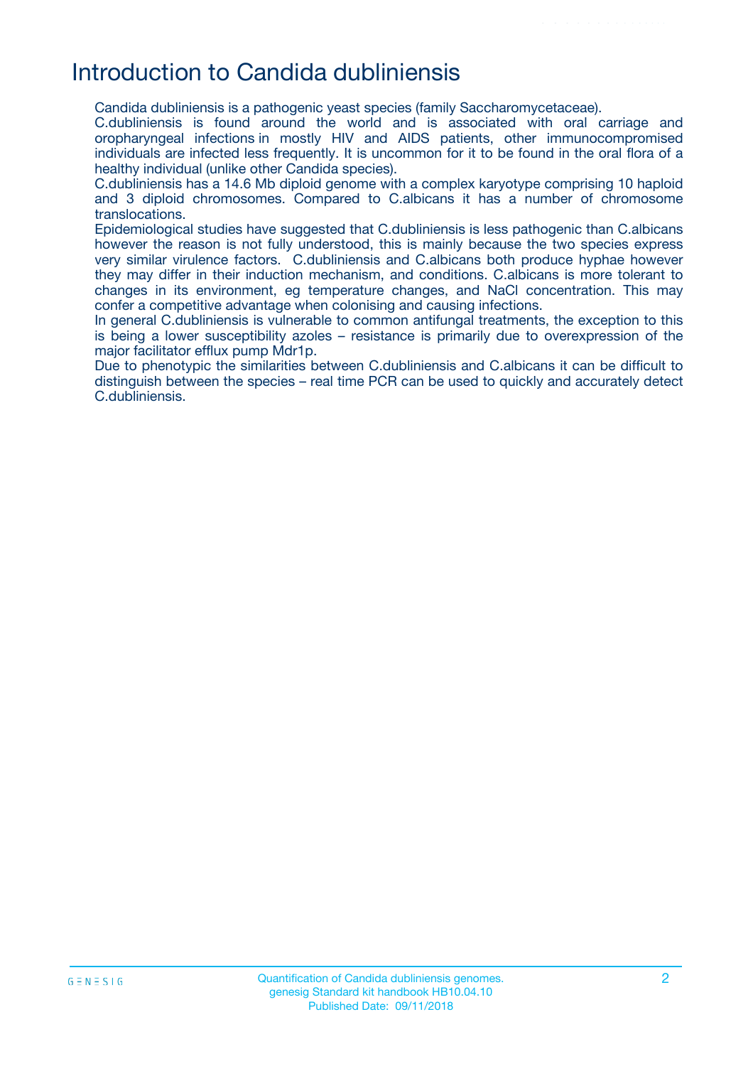# Introduction to Candida dubliniensis

Candida dubliniensis is a pathogenic yeast species (family Saccharomycetaceae).
C.dubliniensis is found around the world and is associated with oral carriage and oropharyngeal infections in mostly HIV and AIDS patients, other immunocompromised individuals are infected less frequently. It is uncommon for it to be found in the oral flora of a healthy individual (unlike other Candida species).
C.dubliniensis has a 14.6 Mb diploid genome with a complex karyotype comprising 10 haploid and 3 diploid chromosomes. Compared to C.albicans it has a number of chromosome translocations.
Epidemiological studies have suggested that C.dubliniensis is less pathogenic than C.albicans however the reason is not fully understood, this is mainly because the two species express very similar virulence factors. C.dubliniensis and C.albicans both produce hyphae however they may differ in their induction mechanism, and conditions. C.albicans is more tolerant to changes in its environment, eg temperature changes, and NaCl concentration. This may confer a competitive advantage when colonising and causing infections.
In general C.dubliniensis is vulnerable to common antifungal treatments, the exception to this is being a lower susceptibility azoles – resistance is primarily due to overexpression of the major facilitator efflux pump Mdr1p.
Due to phenotypic the similarities between C.dubliniensis and C.albicans it can be difficult to distinguish between the species – real time PCR can be used to quickly and accurately detect C.dubliniensis.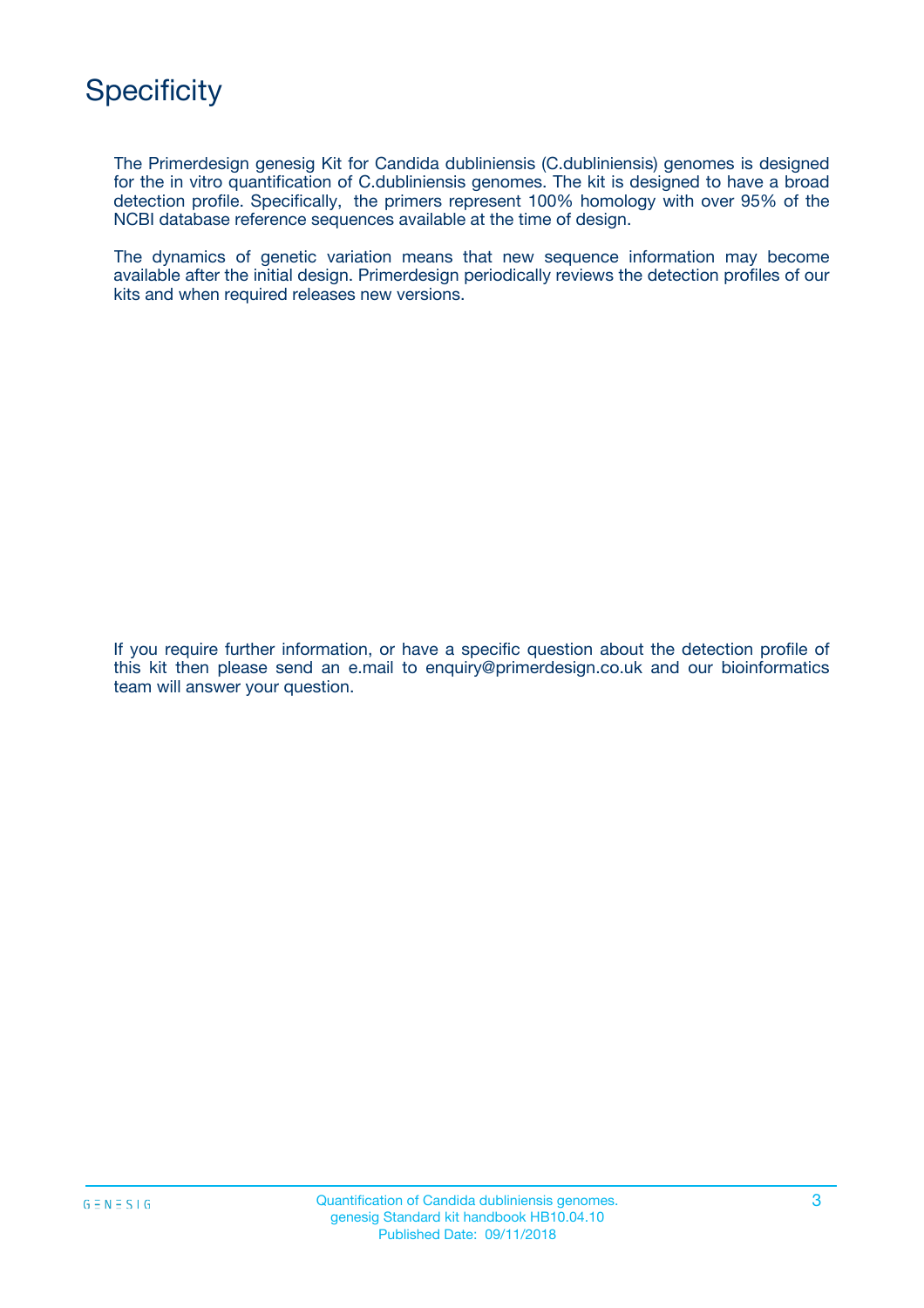# Specificity

The Primerdesign genesig Kit for Candida dubliniensis (C.dubliniensis) genomes is designed for the in vitro quantification of C.dubliniensis genomes. The kit is designed to have a broad detection profile. Specifically, the primers represent 100% homology with over 95% of the NCBI database reference sequences available at the time of design.

The dynamics of genetic variation means that new sequence information may become available after the initial design. Primerdesign periodically reviews the detection profiles of our kits and when required releases new versions.

If you require further information, or have a specific question about the detection profile of this kit then please send an e.mail to enquiry@primerdesign.co.uk and our bioinformatics team will answer your question.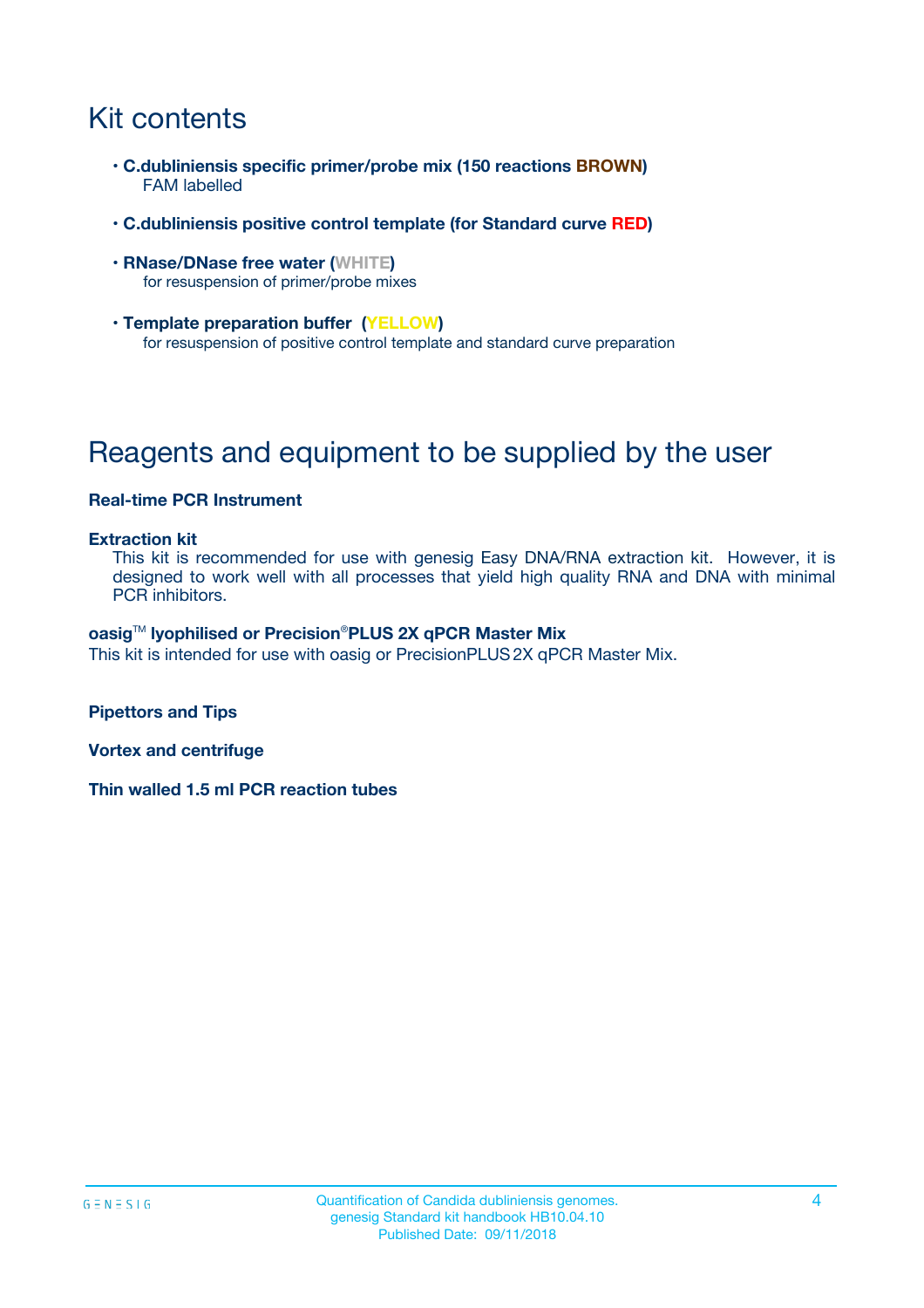# Kit contents

- **C.dubliniensis specific primer/probe mix (150 reactions BROWN)**
  FAM labelled
- **C.dubliniensis positive control template (for Standard curve RED)**
- **RNase/DNase free water (WHITE)**
  for resuspension of primer/probe mixes
- **Template preparation buffer (YELLOW)**
  for resuspension of positive control template and standard curve preparation

# Reagents and equipment to be supplied by the user

**Real-time PCR Instrument**

**Extraction kit**

This kit is recommended for use with genesig Easy DNA/RNA extraction kit. However, it is designed to work well with all processes that yield high quality RNA and DNA with minimal PCR inhibitors.

**oasig™ lyophilised or Precision®PLUS 2X qPCR Master Mix**

This kit is intended for use with oasig or PrecisionPLUS 2X qPCR Master Mix.

**Pipettors and Tips**

**Vortex and centrifuge**

**Thin walled 1.5 ml PCR reaction tubes**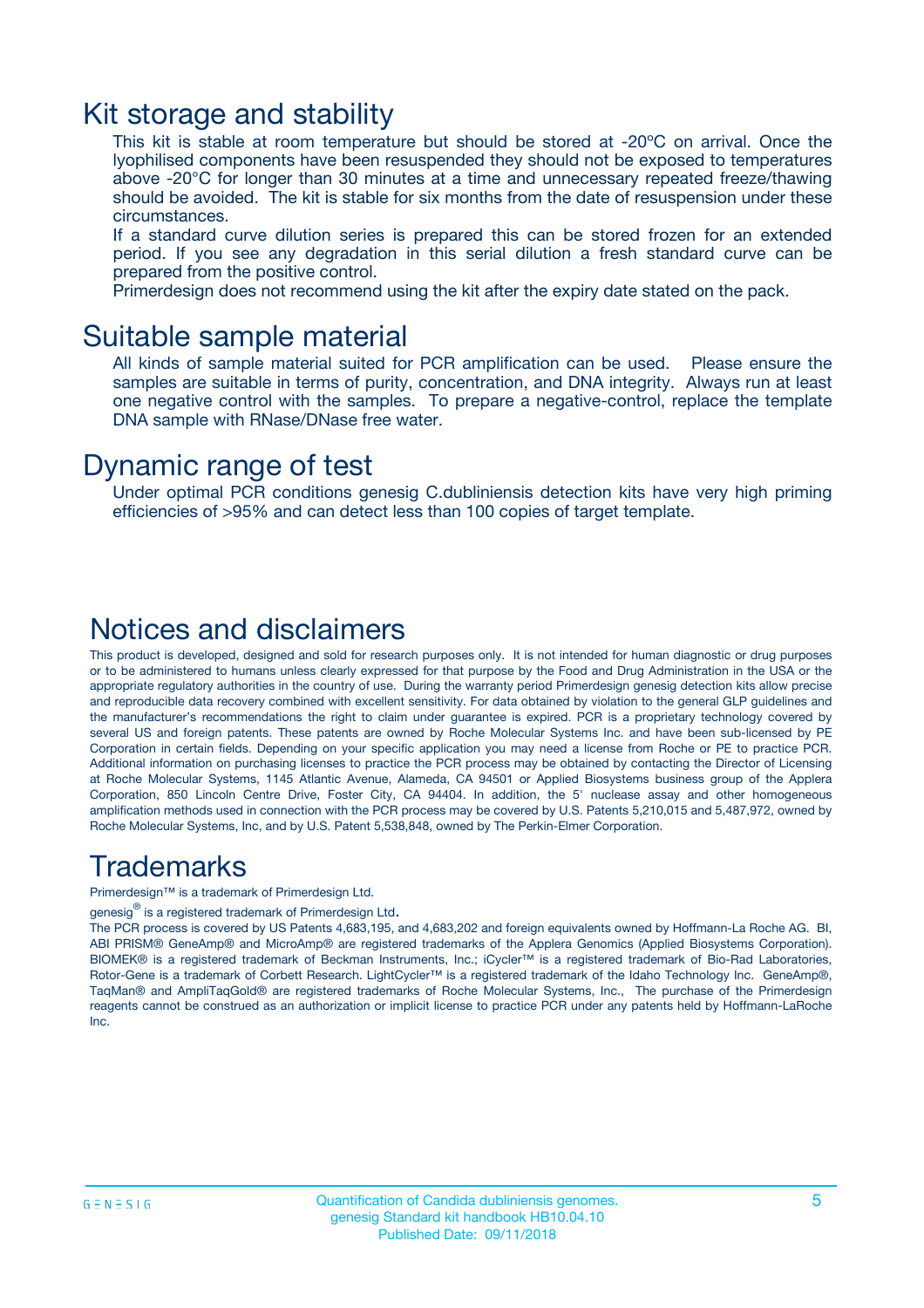# Kit storage and stability

This kit is stable at room temperature but should be stored at -20ºC on arrival. Once the lyophilised components have been resuspended they should not be exposed to temperatures above -20°C for longer than 30 minutes at a time and unnecessary repeated freeze/thawing should be avoided. The kit is stable for six months from the date of resuspension under these circumstances.

If a standard curve dilution series is prepared this can be stored frozen for an extended period. If you see any degradation in this serial dilution a fresh standard curve can be prepared from the positive control.

Primerdesign does not recommend using the kit after the expiry date stated on the pack.

# Suitable sample material

All kinds of sample material suited for PCR amplification can be used. Please ensure the samples are suitable in terms of purity, concentration, and DNA integrity. Always run at least one negative control with the samples. To prepare a negative-control, replace the template DNA sample with RNase/DNase free water.

# Dynamic range of test

Under optimal PCR conditions genesig C.dubliniensis detection kits have very high priming efficiencies of >95% and can detect less than 100 copies of target template.

# Notices and disclaimers

This product is developed, designed and sold for research purposes only. It is not intended for human diagnostic or drug purposes or to be administered to humans unless clearly expressed for that purpose by the Food and Drug Administration in the USA or the appropriate regulatory authorities in the country of use. During the warranty period Primerdesign genesig detection kits allow precise and reproducible data recovery combined with excellent sensitivity. For data obtained by violation to the general GLP guidelines and the manufacturer's recommendations the right to claim under guarantee is expired. PCR is a proprietary technology covered by several US and foreign patents. These patents are owned by Roche Molecular Systems Inc. and have been sub-licensed by PE Corporation in certain fields. Depending on your specific application you may need a license from Roche or PE to practice PCR. Additional information on purchasing licenses to practice the PCR process may be obtained by contacting the Director of Licensing at Roche Molecular Systems, 1145 Atlantic Avenue, Alameda, CA 94501 or Applied Biosystems business group of the Applera Corporation, 850 Lincoln Centre Drive, Foster City, CA 94404. In addition, the 5' nuclease assay and other homogeneous amplification methods used in connection with the PCR process may be covered by U.S. Patents 5,210,015 and 5,487,972, owned by Roche Molecular Systems, Inc, and by U.S. Patent 5,538,848, owned by The Perkin-Elmer Corporation.

# Trademarks

Primerdesign™ is a trademark of Primerdesign Ltd.

genesig® is a registered trademark of Primerdesign Ltd.

The PCR process is covered by US Patents 4,683,195, and 4,683,202 and foreign equivalents owned by Hoffmann-La Roche AG. BI, ABI PRISM® GeneAmp® and MicroAmp® are registered trademarks of the Applera Genomics (Applied Biosystems Corporation). BIOMEK® is a registered trademark of Beckman Instruments, Inc.; iCycler™ is a registered trademark of Bio-Rad Laboratories, Rotor-Gene is a trademark of Corbett Research. LightCycler™ is a registered trademark of the Idaho Technology Inc. GeneAmp®, TaqMan® and AmpliTaqGold® are registered trademarks of Roche Molecular Systems, Inc., The purchase of the Primerdesign reagents cannot be construed as an authorization or implicit license to practice PCR under any patents held by Hoffmann-LaRoche Inc.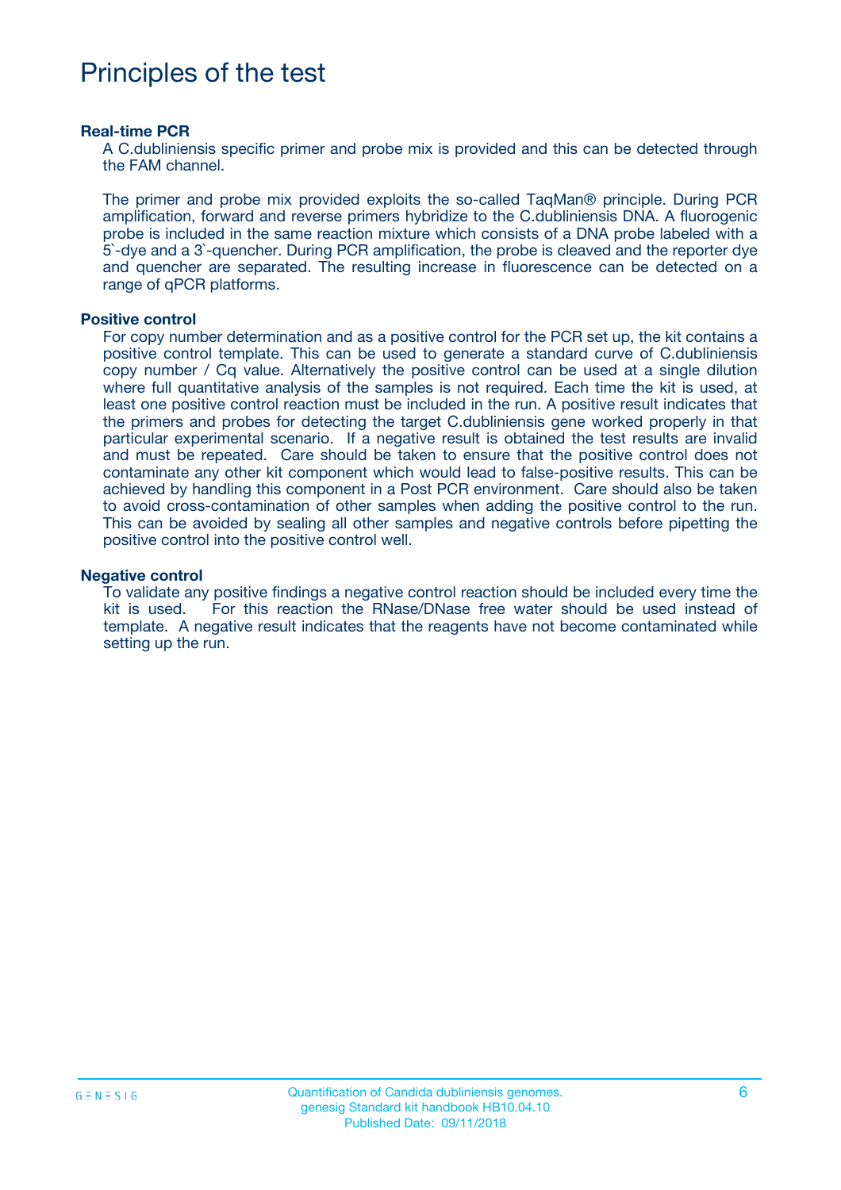# Principles of the test

**Real-time PCR**

A C.dubliniensis specific primer and probe mix is provided and this can be detected through the FAM channel.

The primer and probe mix provided exploits the so-called TaqMan® principle. During PCR amplification, forward and reverse primers hybridize to the C.dubliniensis DNA. A fluorogenic probe is included in the same reaction mixture which consists of a DNA probe labeled with a 5`-dye and a 3`-quencher. During PCR amplification, the probe is cleaved and the reporter dye and quencher are separated. The resulting increase in fluorescence can be detected on a range of qPCR platforms.

**Positive control**

For copy number determination and as a positive control for the PCR set up, the kit contains a positive control template. This can be used to generate a standard curve of C.dubliniensis copy number / Cq value. Alternatively the positive control can be used at a single dilution where full quantitative analysis of the samples is not required. Each time the kit is used, at least one positive control reaction must be included in the run. A positive result indicates that the primers and probes for detecting the target C.dubliniensis gene worked properly in that particular experimental scenario. If a negative result is obtained the test results are invalid and must be repeated. Care should be taken to ensure that the positive control does not contaminate any other kit component which would lead to false-positive results. This can be achieved by handling this component in a Post PCR environment. Care should also be taken to avoid cross-contamination of other samples when adding the positive control to the run. This can be avoided by sealing all other samples and negative controls before pipetting the positive control into the positive control well.

**Negative control**

To validate any positive findings a negative control reaction should be included every time the kit is used. For this reaction the RNase/DNase free water should be used instead of template. A negative result indicates that the reagents have not become contaminated while setting up the run.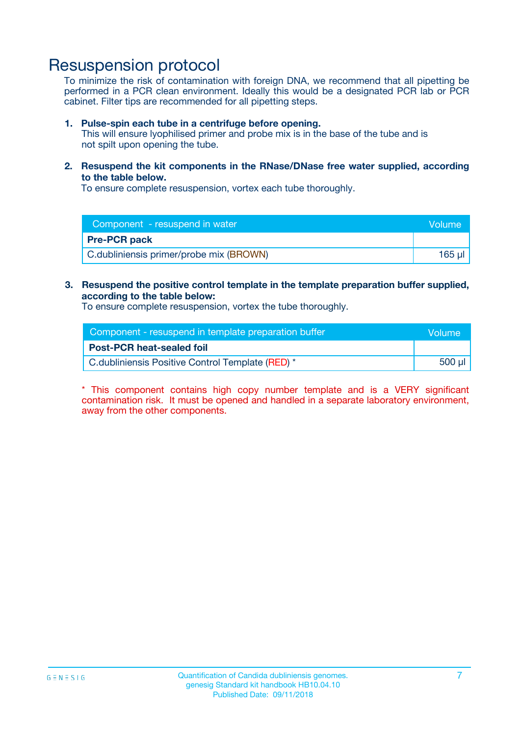# Resuspension protocol

To minimize the risk of contamination with foreign DNA, we recommend that all pipetting be performed in a PCR clean environment. Ideally this would be a designated PCR lab or PCR cabinet. Filter tips are recommended for all pipetting steps.

1. **Pulse-spin each tube in a centrifuge before opening.**
   This will ensure lyophilised primer and probe mix is in the base of the tube and is not spilt upon opening the tube.

2. **Resuspend the kit components in the RNase/DNase free water supplied, according to the table below.**
   To ensure complete resuspension, vortex each tube thoroughly.

| Component - resuspend in water | Volume |
|---|---|
| **Pre-PCR pack** | |
| C.dubliniensis primer/probe mix (BROWN) | 165 µl |

3. **Resuspend the positive control template in the template preparation buffer supplied, according to the table below:**
   To ensure complete resuspension, vortex the tube thoroughly.

| Component - resuspend in template preparation buffer | Volume |
|---|---|
| **Post-PCR heat-sealed foil** | |
| C.dubliniensis Positive Control Template (RED) * | 500 µl |

* This component contains high copy number template and is a VERY significant contamination risk. It must be opened and handled in a separate laboratory environment, away from the other components.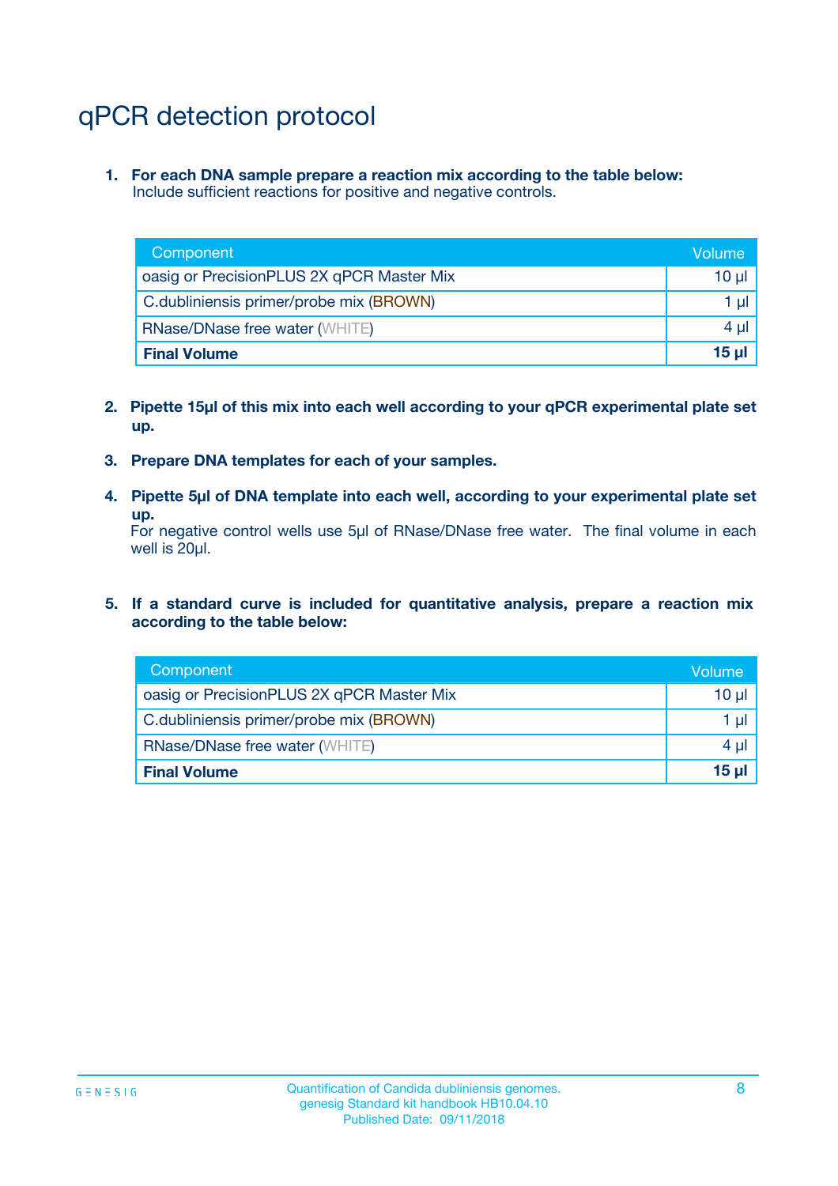# qPCR detection protocol

1. **For each DNA sample prepare a reaction mix according to the table below:**
   Include sufficient reactions for positive and negative controls.

| Component | Volume |
|---|---|
| oasig or PrecisionPLUS 2X qPCR Master Mix | 10 µl |
| C.dubliniensis primer/probe mix (BROWN) | 1 µl |
| RNase/DNase free water (WHITE) | 4 µl |
| **Final Volume** | **15 µl** |

2. **Pipette 15µl of this mix into each well according to your qPCR experimental plate set up.**

3. **Prepare DNA templates for each of your samples.**

4. **Pipette 5µl of DNA template into each well, according to your experimental plate set up.**
   For negative control wells use 5µl of RNase/DNase free water. The final volume in each well is 20µl.

5. **If a standard curve is included for quantitative analysis, prepare a reaction mix according to the table below:**

| Component | Volume |
|---|---|
| oasig or PrecisionPLUS 2X qPCR Master Mix | 10 µl |
| C.dubliniensis primer/probe mix (BROWN) | 1 µl |
| RNase/DNase free water (WHITE) | 4 µl |
| **Final Volume** | **15 µl** |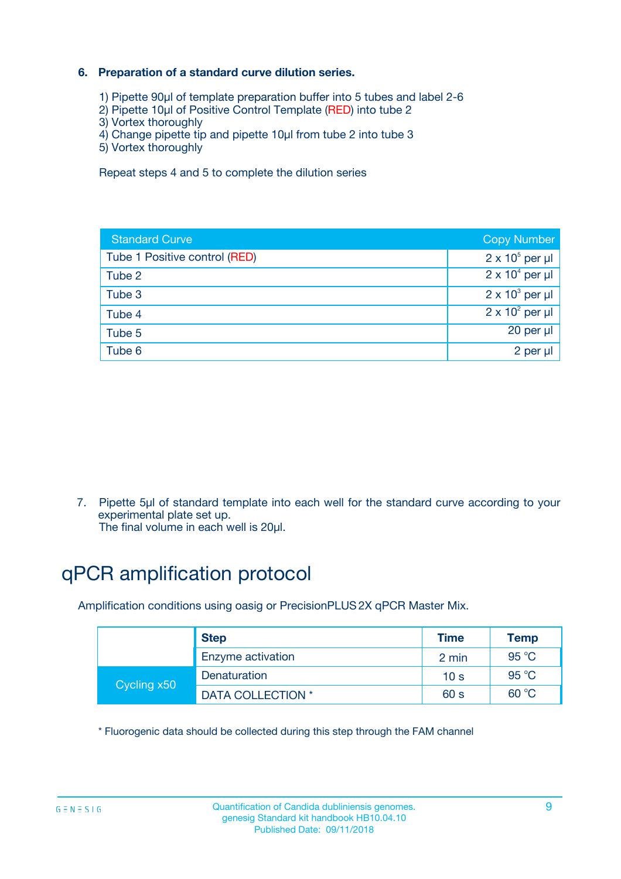6. **Preparation of a standard curve dilution series.**

   1) Pipette 90µl of template preparation buffer into 5 tubes and label 2-6
   2) Pipette 10µl of Positive Control Template (RED) into tube 2
   3) Vortex thoroughly
   4) Change pipette tip and pipette 10µl from tube 2 into tube 3
   5) Vortex thoroughly

   Repeat steps 4 and 5 to complete the dilution series

| Standard Curve | Copy Number |
|---|---|
| Tube 1 Positive control (RED) | $2 \times 10^5$ per µl |
| Tube 2 | $2 \times 10^4$ per µl |
| Tube 3 | $2 \times 10^3$ per µl |
| Tube 4 | $2 \times 10^2$ per µl |
| Tube 5 | 20 per µl |
| Tube 6 | 2 per µl |

7. Pipette 5µl of standard template into each well for the standard curve according to your experimental plate set up.
   The final volume in each well is 20µl.

# qPCR amplification protocol

Amplification conditions using oasig or PrecisionPLUS 2X qPCR Master Mix.

| | Step | Time | Temp |
|---|---|---|---|
| | Enzyme activation | 2 min | 95 °C |
| Cycling x50 | Denaturation | 10 s | 95 °C |
| | DATA COLLECTION * | 60 s | 60 °C |

* Fluorogenic data should be collected during this step through the FAM channel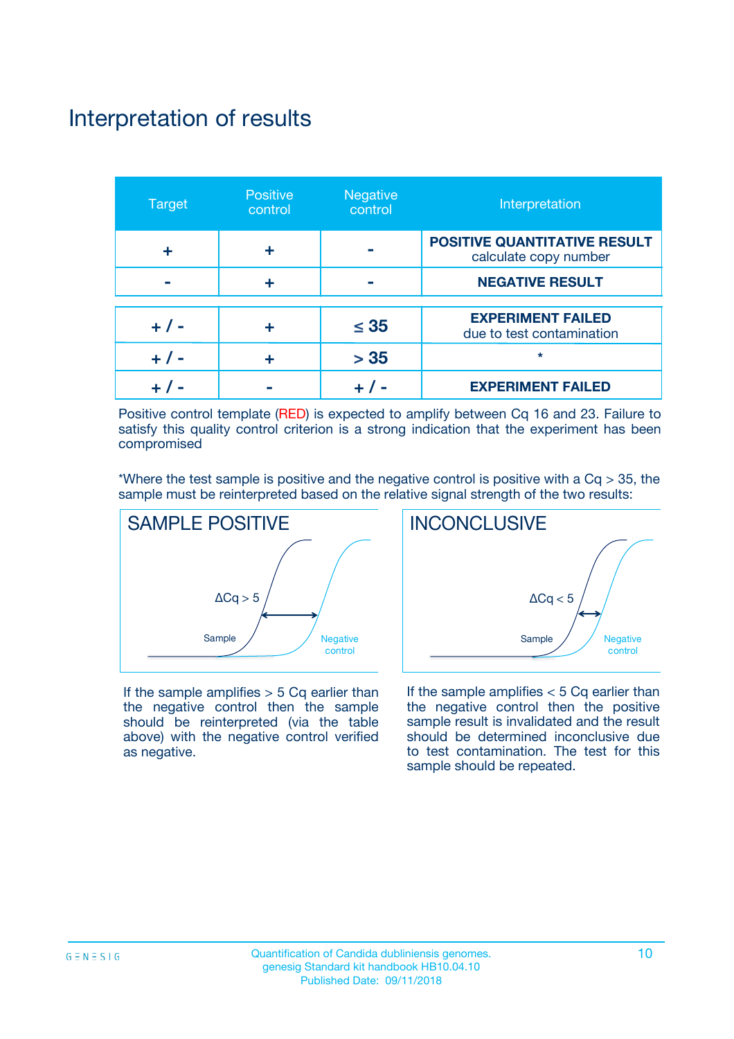# Interpretation of results

| Target | Positive control | Negative control | Interpretation |
|---|---|---|---|
| + | + | - | **POSITIVE QUANTITATIVE RESULT** calculate copy number |
| - | + | - | **NEGATIVE RESULT** |
| + / - | + | ≤ 35 | **EXPERIMENT FAILED** due to test contamination |
| + / - | + | > 35 | * |
| + / - | - | + / - | **EXPERIMENT FAILED** |

Positive control template (RED) is expected to amplify between Cq 16 and 23. Failure to satisfy this quality control criterion is a strong indication that the experiment has been compromised

*Where the test sample is positive and the negative control is positive with a Cq > 35, the sample must be reinterpreted based on the relative signal strength of the two results:

SAMPLE POSITIVE

$\Delta$Cq > 5

Sample

Negative control

If the sample amplifies > 5 Cq earlier than the negative control then the sample should be reinterpreted (via the table above) with the negative control verified as negative.

INCONCLUSIVE

$\Delta$Cq < 5

Sample

Negative control

If the sample amplifies < 5 Cq earlier than the negative control then the positive sample result is invalidated and the result should be determined inconclusive due to test contamination. The test for this sample should be repeated.